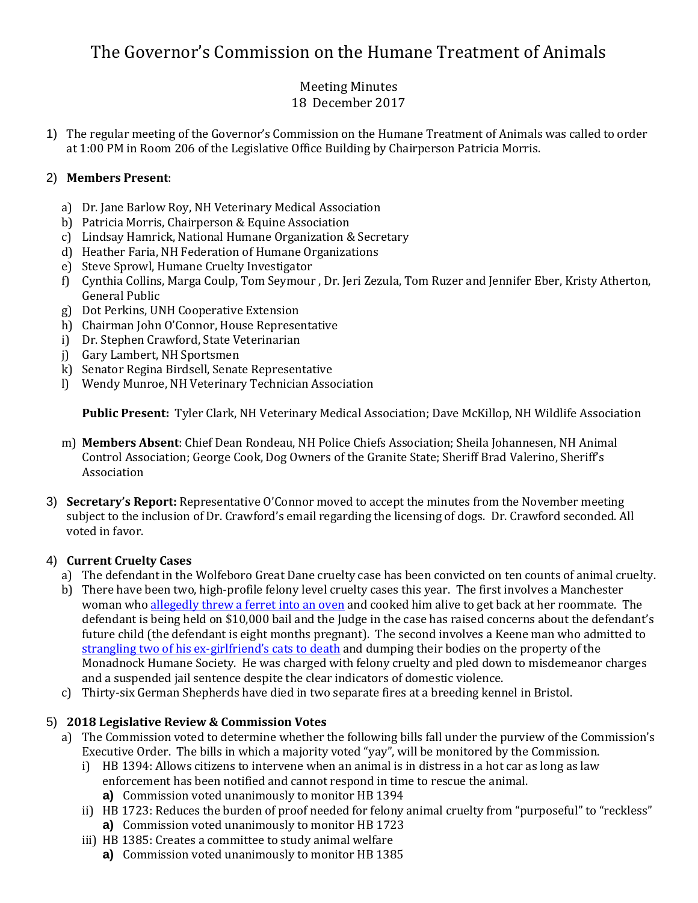# The Governor's Commission on the Humane Treatment of Animals

Meeting Minutes
18 December 2017

1) The regular meeting of the Governor's Commission on the Humane Treatment of Animals was called to order at 1:00 PM in Room 206 of the Legislative Office Building by Chairperson Patricia Morris.

2) **Members Present**:

   a) Dr. Jane Barlow Roy, NH Veterinary Medical Association
   b) Patricia Morris, Chairperson & Equine Association
   c) Lindsay Hamrick, National Humane Organization & Secretary
   d) Heather Faria, NH Federation of Humane Organizations
   e) Steve Sprowl, Humane Cruelty Investigator
   f) Cynthia Collins, Marga Coulp, Tom Seymour , Dr. Jeri Zezula, Tom Ruzer and Jennifer Eber, Kristy Atherton, General Public
   g) Dot Perkins, UNH Cooperative Extension
   h) Chairman John O'Connor, House Representative
   i) Dr. Stephen Crawford, State Veterinarian
   j) Gary Lambert, NH Sportsmen
   k) Senator Regina Birdsell, Senate Representative
   l) Wendy Munroe, NH Veterinary Technician Association

   **Public Present:** Tyler Clark, NH Veterinary Medical Association; Dave McKillop, NH Wildlife Association

   m) **Members Absent**: Chief Dean Rondeau, NH Police Chiefs Association; Sheila Johannesen, NH Animal Control Association; George Cook, Dog Owners of the Granite State; Sheriff Brad Valerino, Sheriff's Association

3) **Secretary's Report:** Representative O'Connor moved to accept the minutes from the November meeting subject to the inclusion of Dr. Crawford's email regarding the licensing of dogs. Dr. Crawford seconded. All voted in favor.

4) **Current Cruelty Cases**
   a) The defendant in the Wolfeboro Great Dane cruelty case has been convicted on ten counts of animal cruelty.
   b) There have been two, high-profile felony level cruelty cases this year. The first involves a Manchester woman who allegedly threw a ferret into an oven and cooked him alive to get back at her roommate. The defendant is being held on $10,000 bail and the Judge in the case has raised concerns about the defendant's future child (the defendant is eight months pregnant). The second involves a Keene man who admitted to strangling two of his ex-girlfriend's cats to death and dumping their bodies on the property of the Monadnock Humane Society. He was charged with felony cruelty and pled down to misdemeanor charges and a suspended jail sentence despite the clear indicators of domestic violence.
   c) Thirty-six German Shepherds have died in two separate fires at a breeding kennel in Bristol.

5) **2018 Legislative Review & Commission Votes**
   a) The Commission voted to determine whether the following bills fall under the purview of the Commission's Executive Order. The bills in which a majority voted "yay", will be monitored by the Commission.
      i) HB 1394: Allows citizens to intervene when an animal is in distress in a hot car as long as law enforcement has been notified and cannot respond in time to rescue the animal.
         **a)** Commission voted unanimously to monitor HB 1394
      ii) HB 1723: Reduces the burden of proof needed for felony animal cruelty from "purposeful" to "reckless"
         **a)** Commission voted unanimously to monitor HB 1723
      iii) HB 1385: Creates a committee to study animal welfare
         **a)** Commission voted unanimously to monitor HB 1385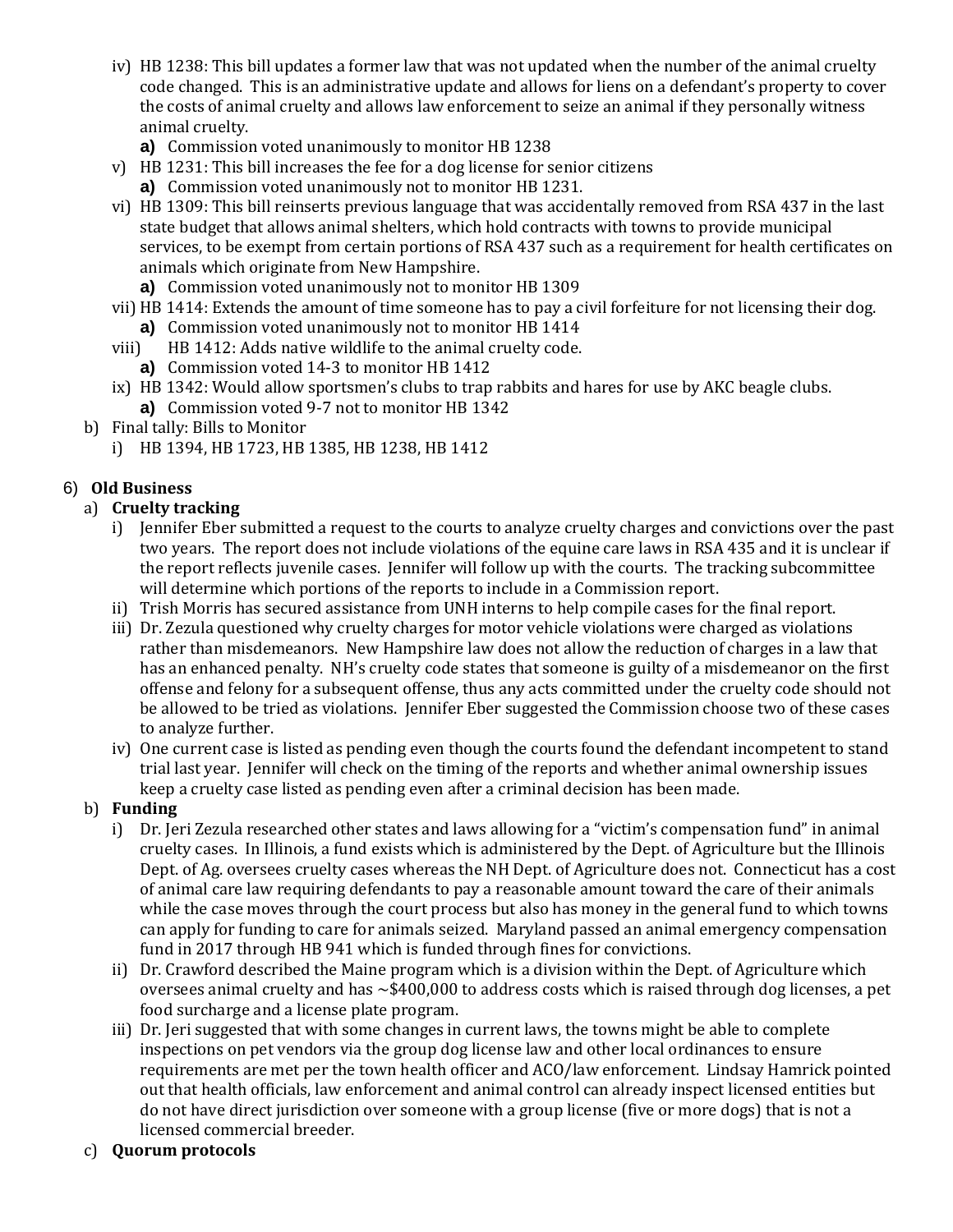iv) HB 1238: This bill updates a former law that was not updated when the number of the animal cruelty code changed. This is an administrative update and allows for liens on a defendant's property to cover the costs of animal cruelty and allows law enforcement to seize an animal if they personally witness animal cruelty.

   **a)** Commission voted unanimously to monitor HB 1238

v) HB 1231: This bill increases the fee for a dog license for senior citizens

   **a)** Commission voted unanimously not to monitor HB 1231.

vi) HB 1309: This bill reinserts previous language that was accidentally removed from RSA 437 in the last state budget that allows animal shelters, which hold contracts with towns to provide municipal services, to be exempt from certain portions of RSA 437 such as a requirement for health certificates on animals which originate from New Hampshire.

   **a)** Commission voted unanimously not to monitor HB 1309

vii) HB 1414: Extends the amount of time someone has to pay a civil forfeiture for not licensing their dog.

   **a)** Commission voted unanimously not to monitor HB 1414

viii) HB 1412: Adds native wildlife to the animal cruelty code.

   **a)** Commission voted 14-3 to monitor HB 1412

ix) HB 1342: Would allow sportsmen's clubs to trap rabbits and hares for use by AKC beagle clubs.

   **a)** Commission voted 9-7 not to monitor HB 1342

b) Final tally: Bills to Monitor

   i) HB 1394, HB 1723, HB 1385, HB 1238, HB 1412

6) **Old Business**

a) **Cruelty tracking**

   i) Jennifer Eber submitted a request to the courts to analyze cruelty charges and convictions over the past two years. The report does not include violations of the equine care laws in RSA 435 and it is unclear if the report reflects juvenile cases. Jennifer will follow up with the courts. The tracking subcommittee will determine which portions of the reports to include in a Commission report.

   ii) Trish Morris has secured assistance from UNH interns to help compile cases for the final report.

   iii) Dr. Zezula questioned why cruelty charges for motor vehicle violations were charged as violations rather than misdemeanors. New Hampshire law does not allow the reduction of charges in a law that has an enhanced penalty. NH's cruelty code states that someone is guilty of a misdemeanor on the first offense and felony for a subsequent offense, thus any acts committed under the cruelty code should not be allowed to be tried as violations. Jennifer Eber suggested the Commission choose two of these cases to analyze further.

   iv) One current case is listed as pending even though the courts found the defendant incompetent to stand trial last year. Jennifer will check on the timing of the reports and whether animal ownership issues keep a cruelty case listed as pending even after a criminal decision has been made.

b) **Funding**

   i) Dr. Jeri Zezula researched other states and laws allowing for a "victim's compensation fund" in animal cruelty cases. In Illinois, a fund exists which is administered by the Dept. of Agriculture but the Illinois Dept. of Ag. oversees cruelty cases whereas the NH Dept. of Agriculture does not. Connecticut has a cost of animal care law requiring defendants to pay a reasonable amount toward the care of their animals while the case moves through the court process but also has money in the general fund to which towns can apply for funding to care for animals seized. Maryland passed an animal emergency compensation fund in 2017 through HB 941 which is funded through fines for convictions.

   ii) Dr. Crawford described the Maine program which is a division within the Dept. of Agriculture which oversees animal cruelty and has ~$400,000 to address costs which is raised through dog licenses, a pet food surcharge and a license plate program.

   iii) Dr. Jeri suggested that with some changes in current laws, the towns might be able to complete inspections on pet vendors via the group dog license law and other local ordinances to ensure requirements are met per the town health officer and ACO/law enforcement. Lindsay Hamrick pointed out that health officials, law enforcement and animal control can already inspect licensed entities but do not have direct jurisdiction over someone with a group license (five or more dogs) that is not a licensed commercial breeder.

c) **Quorum protocols**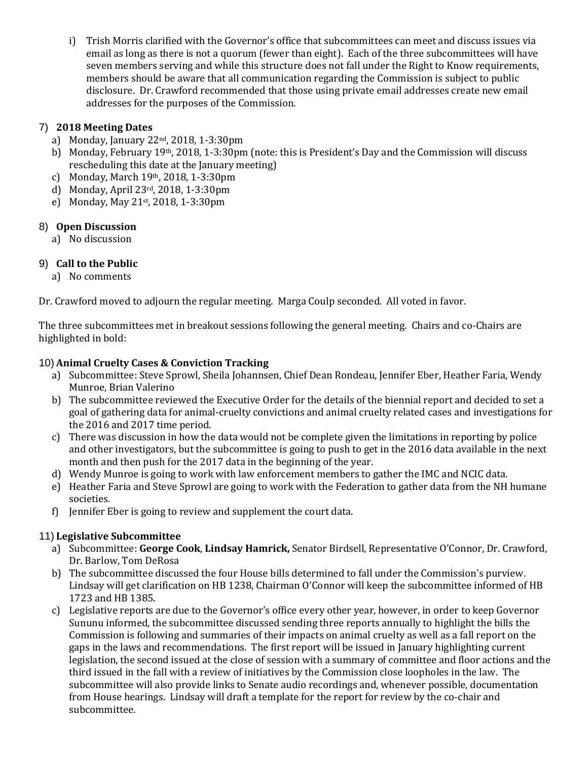i) Trish Morris clarified with the Governor's office that subcommittees can meet and discuss issues via email as long as there is not a quorum (fewer than eight). Each of the three subcommittees will have seven members serving and while this structure does not fall under the Right to Know requirements, members should be aware that all communication regarding the Commission is subject to public disclosure. Dr. Crawford recommended that those using private email addresses create new email addresses for the purposes of the Commission.

7) **2018 Meeting Dates**
   a) Monday, January 22nd, 2018, 1-3:30pm
   b) Monday, February 19th, 2018, 1-3:30pm (note: this is President's Day and the Commission will discuss rescheduling this date at the January meeting)
   c) Monday, March 19th, 2018, 1-3:30pm
   d) Monday, April 23rd, 2018, 1-3:30pm
   e) Monday, May 21st, 2018, 1-3:30pm

8) **Open Discussion**
   a) No discussion

9) **Call to the Public**
   a) No comments

Dr. Crawford moved to adjourn the regular meeting. Marga Coulp seconded. All voted in favor.

The three subcommittees met in breakout sessions following the general meeting. Chairs and co-Chairs are highlighted in bold:

10) **Animal Cruelty Cases & Conviction Tracking**
   a) Subcommittee: Steve Sprowl, Sheila Johannsen, Chief Dean Rondeau, Jennifer Eber, Heather Faria, Wendy Munroe, Brian Valerino
   b) The subcommittee reviewed the Executive Order for the details of the biennial report and decided to set a goal of gathering data for animal-cruelty convictions and animal cruelty related cases and investigations for the 2016 and 2017 time period.
   c) There was discussion in how the data would not be complete given the limitations in reporting by police and other investigators, but the subcommittee is going to push to get in the 2016 data available in the next month and then push for the 2017 data in the beginning of the year.
   d) Wendy Munroe is going to work with law enforcement members to gather the IMC and NCIC data.
   e) Heather Faria and Steve Sprowl are going to work with the Federation to gather data from the NH humane societies.
   f) Jennifer Eber is going to review and supplement the court data.

11) **Legislative Subcommittee**
   a) Subcommittee: **George Cook**, **Lindsay Hamrick,** Senator Birdsell, Representative O'Connor, Dr. Crawford, Dr. Barlow, Tom DeRosa
   b) The subcommittee discussed the four House bills determined to fall under the Commission's purview. Lindsay will get clarification on HB 1238, Chairman O'Connor will keep the subcommittee informed of HB 1723 and HB 1385.
   c) Legislative reports are due to the Governor's office every other year, however, in order to keep Governor Sununu informed, the subcommittee discussed sending three reports annually to highlight the bills the Commission is following and summaries of their impacts on animal cruelty as well as a fall report on the gaps in the laws and recommendations. The first report will be issued in January highlighting current legislation, the second issued at the close of session with a summary of committee and floor actions and the third issued in the fall with a review of initiatives by the Commission close loopholes in the law. The subcommittee will also provide links to Senate audio recordings and, whenever possible, documentation from House hearings. Lindsay will draft a template for the report for review by the co-chair and subcommittee.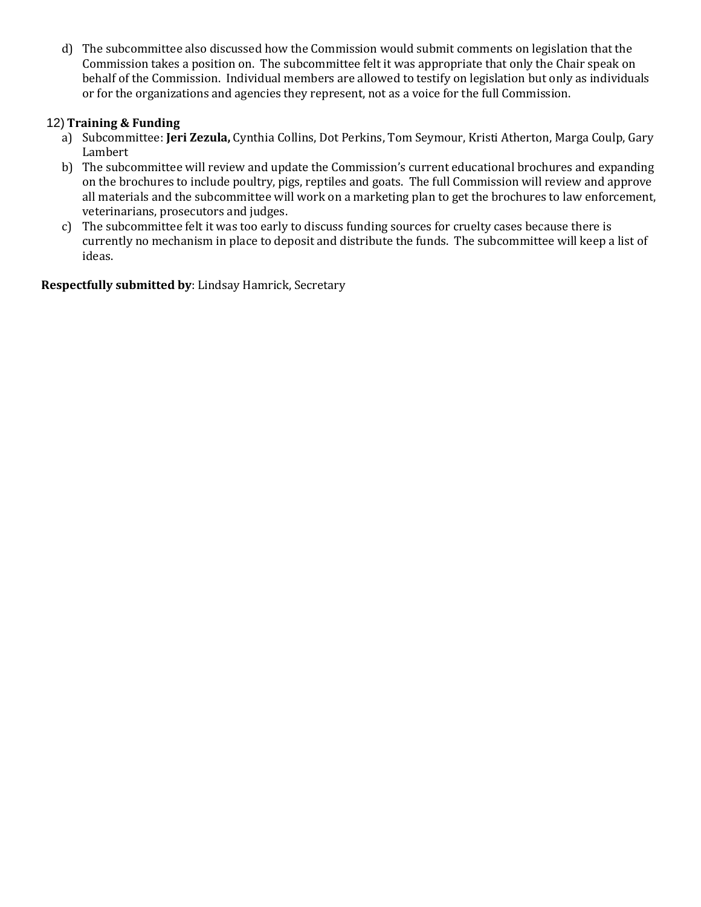d) The subcommittee also discussed how the Commission would submit comments on legislation that the Commission takes a position on. The subcommittee felt it was appropriate that only the Chair speak on behalf of the Commission. Individual members are allowed to testify on legislation but only as individuals or for the organizations and agencies they represent, not as a voice for the full Commission.

12) **Training & Funding**

a) Subcommittee: **Jeri Zezula,** Cynthia Collins, Dot Perkins, Tom Seymour, Kristi Atherton, Marga Coulp, Gary Lambert

b) The subcommittee will review and update the Commission's current educational brochures and expanding on the brochures to include poultry, pigs, reptiles and goats. The full Commission will review and approve all materials and the subcommittee will work on a marketing plan to get the brochures to law enforcement, veterinarians, prosecutors and judges.

c) The subcommittee felt it was too early to discuss funding sources for cruelty cases because there is currently no mechanism in place to deposit and distribute the funds. The subcommittee will keep a list of ideas.

**Respectfully submitted by**: Lindsay Hamrick, Secretary